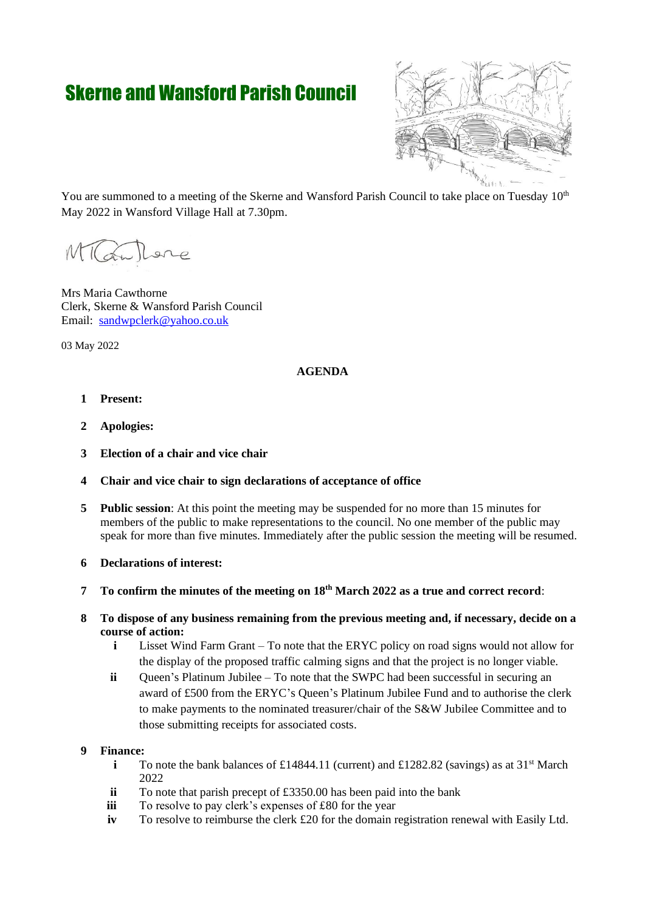# Skerne and Wansford Parish Council

You are summoned to a meeting of the Skerne and Wansford Parish Council to take place on Tuesday 10th May 2022 in Wansford Village Hall at 7.30pm.

Mrs Maria Cawthorne
Clerk, Skerne & Wansford Parish Council
Email: sandwpclerk@yahoo.co.uk

03 May 2022

**AGENDA**

1. **Present:**

2. **Apologies:**

3. **Election of a chair and vice chair**

4. **Chair and vice chair to sign declarations of acceptance of office**

5. **Public session**: At this point the meeting may be suspended for no more than 15 minutes for members of the public to make representations to the council. No one member of the public may speak for more than five minutes. Immediately after the public session the meeting will be resumed.

6. **Declarations of interest:**

7. **To confirm the minutes of the meeting on 18th March 2022 as a true and correct record**:

8. **To dispose of any business remaining from the previous meeting and, if necessary, decide on a course of action:**
   - **i** Lisset Wind Farm Grant – To note that the ERYC policy on road signs would not allow for the display of the proposed traffic calming signs and that the project is no longer viable.
   - **ii** Queen's Platinum Jubilee – To note that the SWPC had been successful in securing an award of £500 from the ERYC's Queen's Platinum Jubilee Fund and to authorise the clerk to make payments to the nominated treasurer/chair of the S&W Jubilee Committee and to those submitting receipts for associated costs.

9. **Finance:**
   - **i** To note the bank balances of £14844.11 (current) and £1282.82 (savings) as at 31st March 2022
   - **ii** To note that parish precept of £3350.00 has been paid into the bank
   - **iii** To resolve to pay clerk's expenses of £80 for the year
   - **iv** To resolve to reimburse the clerk £20 for the domain registration renewal with Easily Ltd.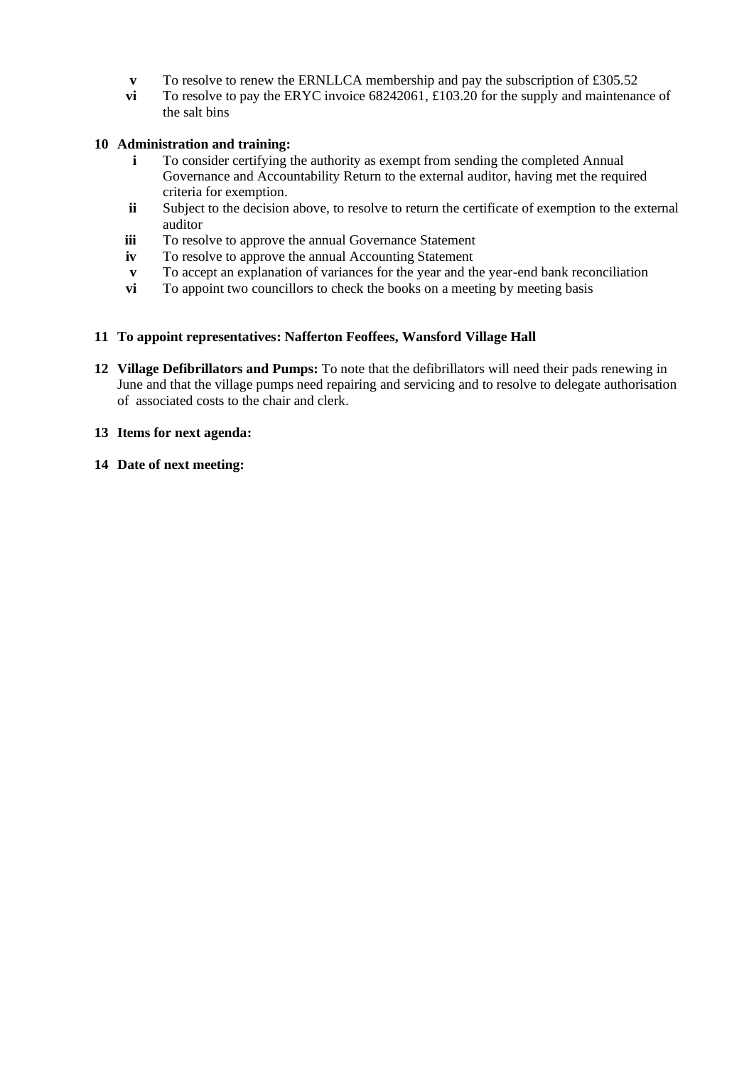- **v** To resolve to renew the ERNLLCA membership and pay the subscription of £305.52
- **vi** To resolve to pay the ERYC invoice 68242061, £103.20 for the supply and maintenance of the salt bins

**10 Administration and training:**

- **i** To consider certifying the authority as exempt from sending the completed Annual Governance and Accountability Return to the external auditor, having met the required criteria for exemption.
- **ii** Subject to the decision above, to resolve to return the certificate of exemption to the external auditor
- **iii** To resolve to approve the annual Governance Statement
- **iv** To resolve to approve the annual Accounting Statement
- **v** To accept an explanation of variances for the year and the year-end bank reconciliation
- **vi** To appoint two councillors to check the books on a meeting by meeting basis

**11 To appoint representatives: Nafferton Feoffees, Wansford Village Hall**

**12 Village Defibrillators and Pumps:** To note that the defibrillators will need their pads renewing in June and that the village pumps need repairing and servicing and to resolve to delegate authorisation of associated costs to the chair and clerk.

**13 Items for next agenda:**

**14 Date of next meeting:**